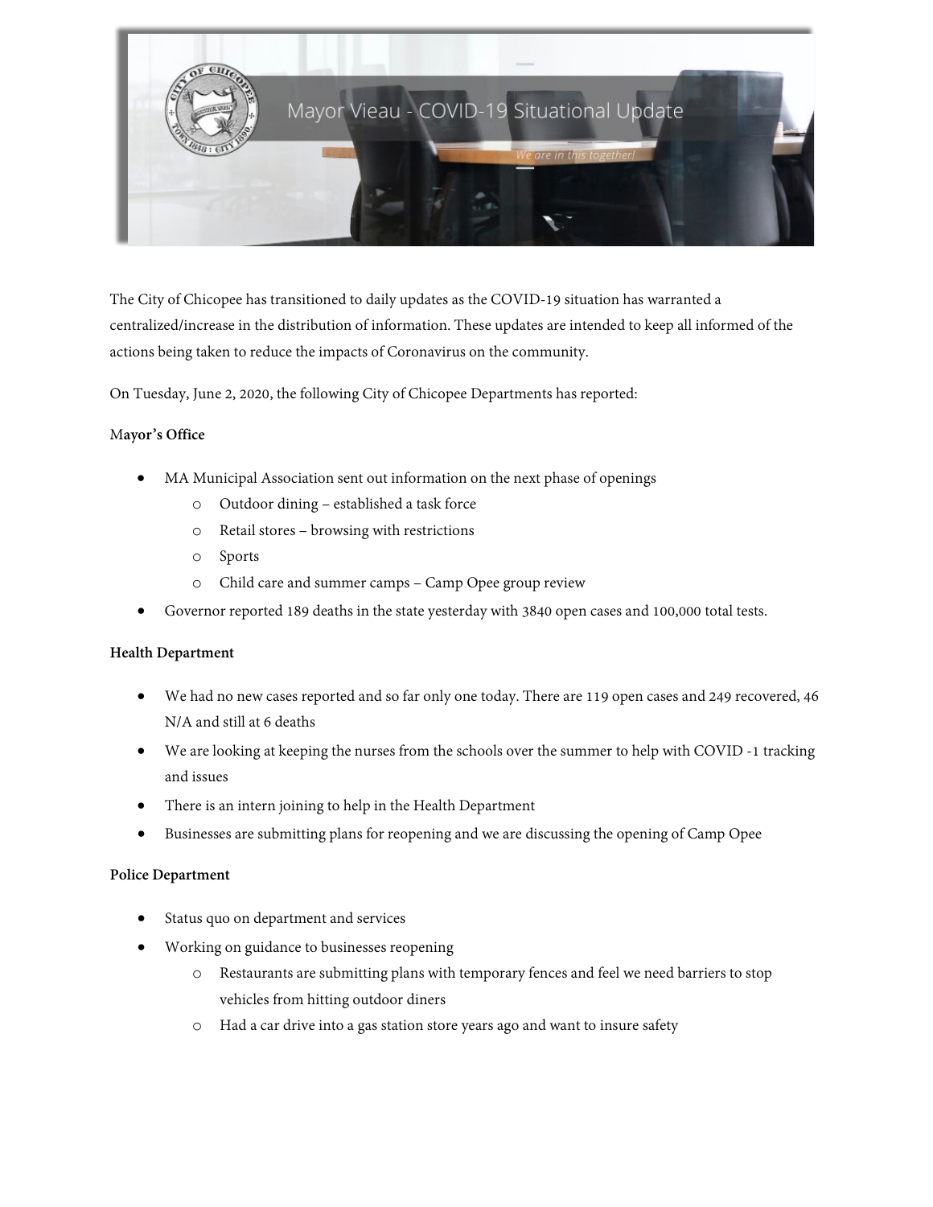The City of Chicopee has transitioned to daily updates as the COVID-19 situation has warranted a centralized/increase in the distribution of information. These updates are intended to keep all informed of the actions being taken to reduce the impacts of Coronavirus on the community.

On Tuesday, June 2, 2020, the following City of Chicopee Departments has reported:

**Mayor's Office**

- MA Municipal Association sent out information on the next phase of openings
    - Outdoor dining – established a task force
    - Retail stores – browsing with restrictions
    - Sports
    - Child care and summer camps – Camp Opee group review
- Governor reported 189 deaths in the state yesterday with 3840 open cases and 100,000 total tests.

**Health Department**

- We had no new cases reported and so far only one today. There are 119 open cases and 249 recovered, 46 N/A and still at 6 deaths
- We are looking at keeping the nurses from the schools over the summer to help with COVID -1 tracking and issues
- There is an intern joining to help in the Health Department
- Businesses are submitting plans for reopening and we are discussing the opening of Camp Opee

**Police Department**

- Status quo on department and services
- Working on guidance to businesses reopening
    - Restaurants are submitting plans with temporary fences and feel we need barriers to stop vehicles from hitting outdoor diners
    - Had a car drive into a gas station store years ago and want to insure safety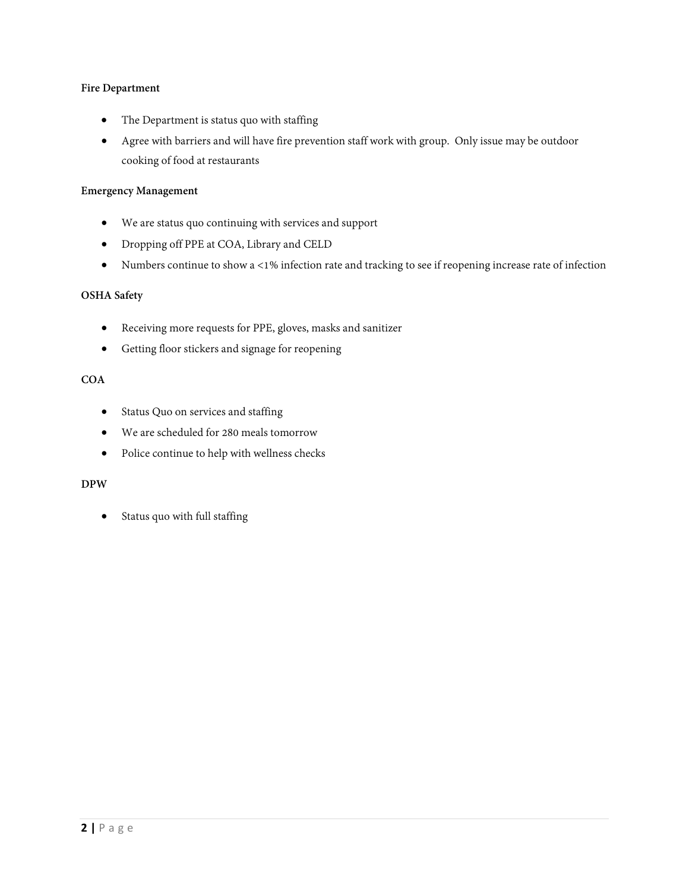**Fire Department**

- The Department is status quo with staffing
- Agree with barriers and will have fire prevention staff work with group. Only issue may be outdoor cooking of food at restaurants

**Emergency Management**

- We are status quo continuing with services and support
- Dropping off PPE at COA, Library and CELD
- Numbers continue to show a <1% infection rate and tracking to see if reopening increase rate of infection

**OSHA Safety**

- Receiving more requests for PPE, gloves, masks and sanitizer
- Getting floor stickers and signage for reopening

**COA**

- Status Quo on services and staffing
- We are scheduled for 280 meals tomorrow
- Police continue to help with wellness checks

**DPW**

- Status quo with full staffing